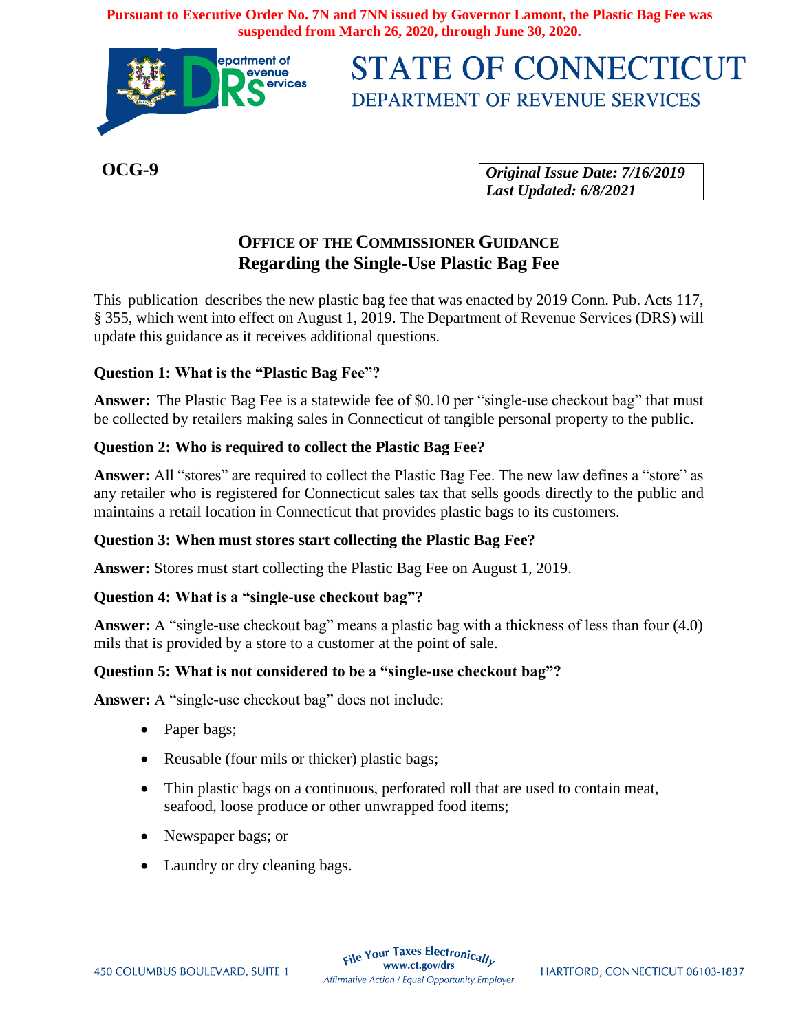**Pursuant to Executive Order No. 7N and 7NN issued by Governor Lamont, the Plastic Bag Fee was suspended from March 26, 2020, through June 30, 2020.**

# STATE OF CONNECTICUT
## DEPARTMENT OF REVENUE SERVICES

**OCG-9**

*Original Issue Date: 7/16/2019*
*Last Updated: 6/8/2021*

## OFFICE OF THE COMMISSIONER GUIDANCE
## Regarding the Single-Use Plastic Bag Fee

This publication describes the new plastic bag fee that was enacted by 2019 Conn. Pub. Acts 117, § 355, which went into effect on August 1, 2019. The Department of Revenue Services (DRS) will update this guidance as it receives additional questions.

**Question 1: What is the "Plastic Bag Fee"?**

**Answer:** The Plastic Bag Fee is a statewide fee of $0.10 per "single-use checkout bag" that must be collected by retailers making sales in Connecticut of tangible personal property to the public.

**Question 2: Who is required to collect the Plastic Bag Fee?**

**Answer:** All "stores" are required to collect the Plastic Bag Fee. The new law defines a "store" as any retailer who is registered for Connecticut sales tax that sells goods directly to the public and maintains a retail location in Connecticut that provides plastic bags to its customers.

**Question 3: When must stores start collecting the Plastic Bag Fee?**

**Answer:** Stores must start collecting the Plastic Bag Fee on August 1, 2019.

**Question 4: What is a "single-use checkout bag"?**

**Answer:** A "single-use checkout bag" means a plastic bag with a thickness of less than four (4.0) mils that is provided by a store to a customer at the point of sale.

**Question 5: What is not considered to be a "single-use checkout bag"?**

**Answer:** A "single-use checkout bag" does not include:

- Paper bags;
- Reusable (four mils or thicker) plastic bags;
- Thin plastic bags on a continuous, perforated roll that are used to contain meat, seafood, loose produce or other unwrapped food items;
- Newspaper bags; or
- Laundry or dry cleaning bags.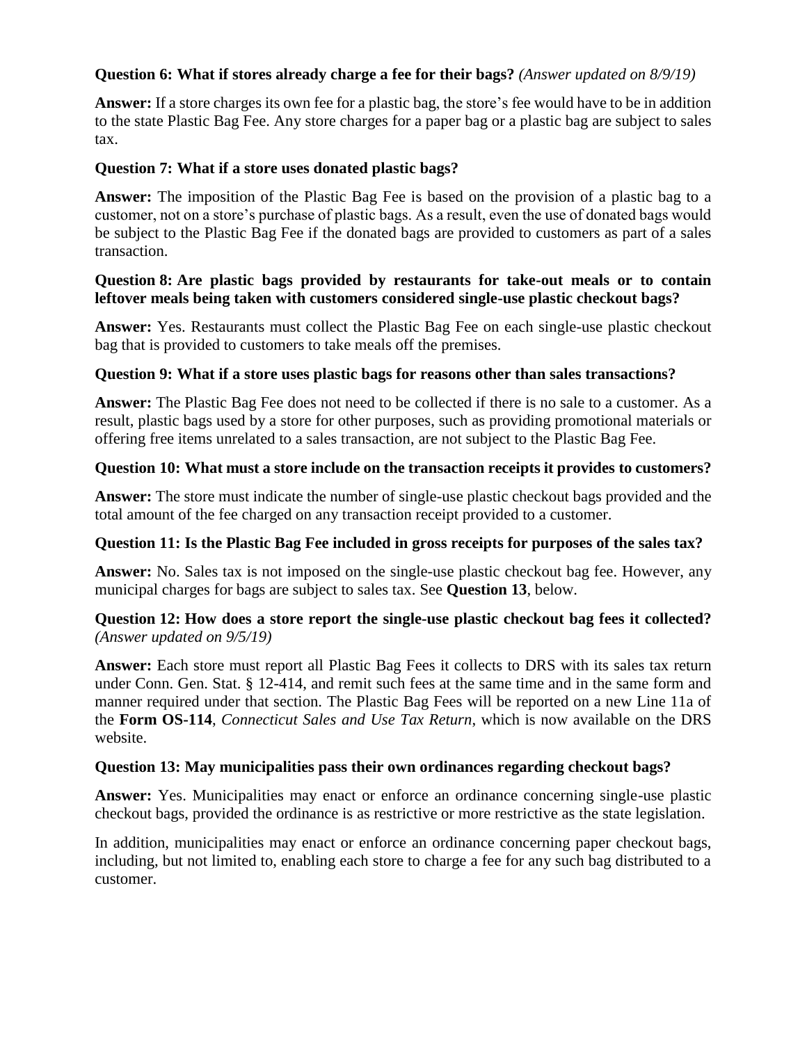**Question 6: What if stores already charge a fee for their bags?** *(Answer updated on 8/9/19)*

**Answer:** If a store charges its own fee for a plastic bag, the store's fee would have to be in addition to the state Plastic Bag Fee. Any store charges for a paper bag or a plastic bag are subject to sales tax.

**Question 7: What if a store uses donated plastic bags?**

**Answer:** The imposition of the Plastic Bag Fee is based on the provision of a plastic bag to a customer, not on a store's purchase of plastic bags. As a result, even the use of donated bags would be subject to the Plastic Bag Fee if the donated bags are provided to customers as part of a sales transaction.

**Question 8: Are plastic bags provided by restaurants for take-out meals or to contain leftover meals being taken with customers considered single-use plastic checkout bags?**

**Answer:** Yes. Restaurants must collect the Plastic Bag Fee on each single-use plastic checkout bag that is provided to customers to take meals off the premises.

**Question 9: What if a store uses plastic bags for reasons other than sales transactions?**

**Answer:** The Plastic Bag Fee does not need to be collected if there is no sale to a customer. As a result, plastic bags used by a store for other purposes, such as providing promotional materials or offering free items unrelated to a sales transaction, are not subject to the Plastic Bag Fee.

**Question 10: What must a store include on the transaction receipts it provides to customers?**

**Answer:** The store must indicate the number of single-use plastic checkout bags provided and the total amount of the fee charged on any transaction receipt provided to a customer.

**Question 11: Is the Plastic Bag Fee included in gross receipts for purposes of the sales tax?**

**Answer:** No. Sales tax is not imposed on the single-use plastic checkout bag fee. However, any municipal charges for bags are subject to sales tax. See **Question 13**, below.

**Question 12: How does a store report the single-use plastic checkout bag fees it collected?** *(Answer updated on 9/5/19)*

**Answer:** Each store must report all Plastic Bag Fees it collects to DRS with its sales tax return under Conn. Gen. Stat. § 12-414, and remit such fees at the same time and in the same form and manner required under that section. The Plastic Bag Fees will be reported on a new Line 11a of the **Form OS-114**, *Connecticut Sales and Use Tax Return*, which is now available on the DRS website.

**Question 13: May municipalities pass their own ordinances regarding checkout bags?**

**Answer:** Yes. Municipalities may enact or enforce an ordinance concerning single-use plastic checkout bags, provided the ordinance is as restrictive or more restrictive as the state legislation.

In addition, municipalities may enact or enforce an ordinance concerning paper checkout bags, including, but not limited to, enabling each store to charge a fee for any such bag distributed to a customer.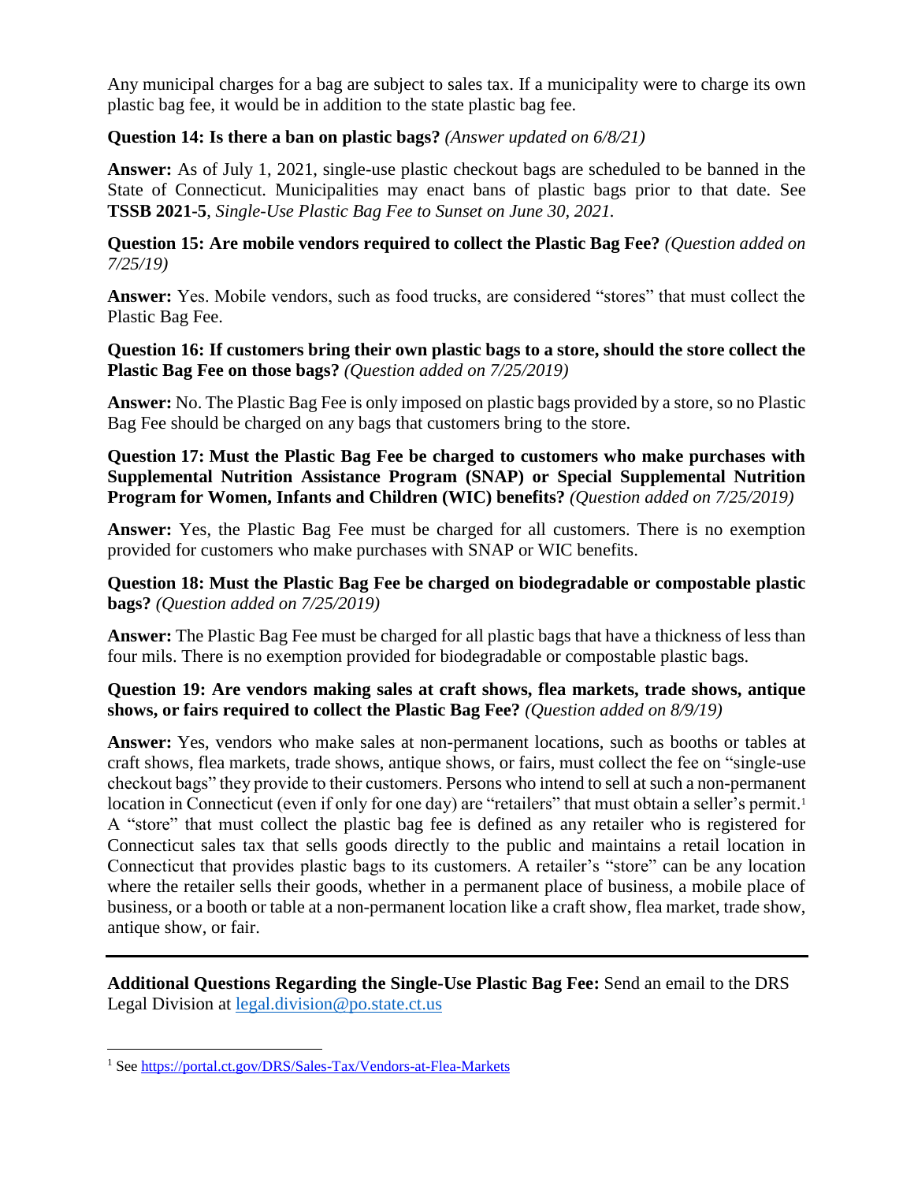Any municipal charges for a bag are subject to sales tax. If a municipality were to charge its own plastic bag fee, it would be in addition to the state plastic bag fee.

**Question 14: Is there a ban on plastic bags?** *(Answer updated on 6/8/21)*

**Answer:** As of July 1, 2021, single-use plastic checkout bags are scheduled to be banned in the State of Connecticut. Municipalities may enact bans of plastic bags prior to that date. See **TSSB 2021-5**, *Single-Use Plastic Bag Fee to Sunset on June 30, 2021.*

**Question 15: Are mobile vendors required to collect the Plastic Bag Fee?** *(Question added on 7/25/19)*

**Answer:** Yes. Mobile vendors, such as food trucks, are considered "stores" that must collect the Plastic Bag Fee.

**Question 16: If customers bring their own plastic bags to a store, should the store collect the Plastic Bag Fee on those bags?** *(Question added on 7/25/2019)*

**Answer:** No. The Plastic Bag Fee is only imposed on plastic bags provided by a store, so no Plastic Bag Fee should be charged on any bags that customers bring to the store.

**Question 17: Must the Plastic Bag Fee be charged to customers who make purchases with Supplemental Nutrition Assistance Program (SNAP) or Special Supplemental Nutrition Program for Women, Infants and Children (WIC) benefits?** *(Question added on 7/25/2019)*

**Answer:** Yes, the Plastic Bag Fee must be charged for all customers. There is no exemption provided for customers who make purchases with SNAP or WIC benefits.

**Question 18: Must the Plastic Bag Fee be charged on biodegradable or compostable plastic bags?** *(Question added on 7/25/2019)*

**Answer:** The Plastic Bag Fee must be charged for all plastic bags that have a thickness of less than four mils. There is no exemption provided for biodegradable or compostable plastic bags.

**Question 19: Are vendors making sales at craft shows, flea markets, trade shows, antique shows, or fairs required to collect the Plastic Bag Fee?** *(Question added on 8/9/19)*

**Answer:** Yes, vendors who make sales at non-permanent locations, such as booths or tables at craft shows, flea markets, trade shows, antique shows, or fairs, must collect the fee on "single-use checkout bags" they provide to their customers. Persons who intend to sell at such a non-permanent location in Connecticut (even if only for one day) are "retailers" that must obtain a seller's permit.[1] A "store" that must collect the plastic bag fee is defined as any retailer who is registered for Connecticut sales tax that sells goods directly to the public and maintains a retail location in Connecticut that provides plastic bags to its customers. A retailer's "store" can be any location where the retailer sells their goods, whether in a permanent place of business, a mobile place of business, or a booth or table at a non-permanent location like a craft show, flea market, trade show, antique show, or fair.

---

**Additional Questions Regarding the Single-Use Plastic Bag Fee:** Send an email to the DRS Legal Division at legal.division@po.state.ct.us

[1] See https://portal.ct.gov/DRS/Sales-Tax/Vendors-at-Flea-Markets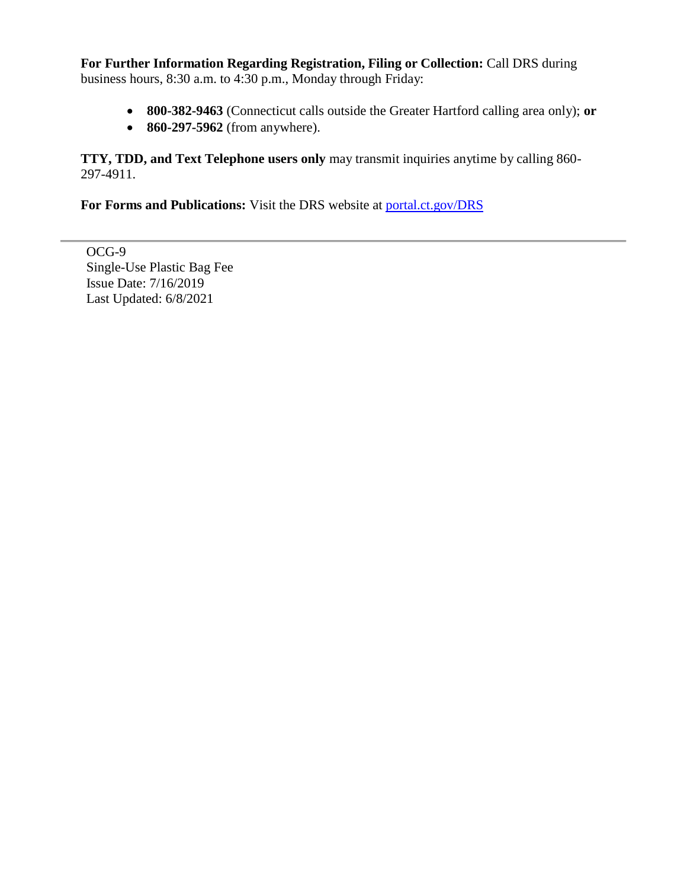**For Further Information Regarding Registration, Filing or Collection:** Call DRS during business hours, 8:30 a.m. to 4:30 p.m., Monday through Friday:

- **800-382-9463** (Connecticut calls outside the Greater Hartford calling area only); **or**
- **860-297-5962** (from anywhere).

**TTY, TDD, and Text Telephone users only** may transmit inquiries anytime by calling 860-297-4911.

**For Forms and Publications:** Visit the DRS website at [portal.ct.gov/DRS](portal.ct.gov/DRS)

---

OCG-9
Single-Use Plastic Bag Fee
Issue Date: 7/16/2019
Last Updated: 6/8/2021